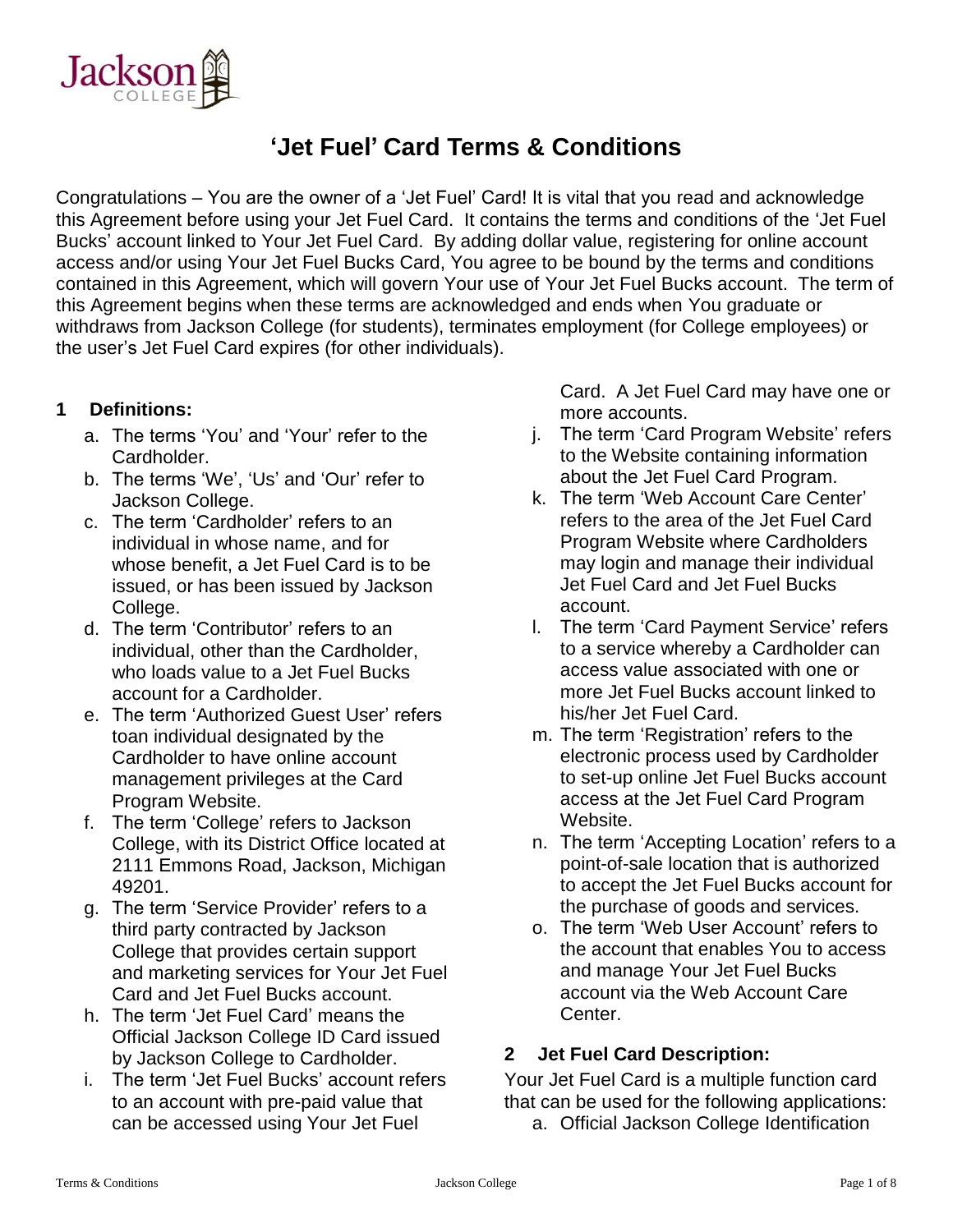# 'Jet Fuel' Card Terms & Conditions

Congratulations – You are the owner of a 'Jet Fuel' Card! It is vital that you read and acknowledge this Agreement before using your Jet Fuel Card. It contains the terms and conditions of the 'Jet Fuel Bucks' account linked to Your Jet Fuel Card. By adding dollar value, registering for online account access and/or using Your Jet Fuel Bucks Card, You agree to be bound by the terms and conditions contained in this Agreement, which will govern Your use of Your Jet Fuel Bucks account. The term of this Agreement begins when these terms are acknowledged and ends when You graduate or withdraws from Jackson College (for students), terminates employment (for College employees) or the user's Jet Fuel Card expires (for other individuals).

## 1 Definitions:

a. The terms 'You' and 'Your' refer to the Cardholder.
b. The terms 'We', 'Us' and 'Our' refer to Jackson College.
c. The term 'Cardholder' refers to an individual in whose name, and for whose benefit, a Jet Fuel Card is to be issued, or has been issued by Jackson College.
d. The term 'Contributor' refers to an individual, other than the Cardholder, who loads value to a Jet Fuel Bucks account for a Cardholder.
e. The term 'Authorized Guest User' refers toan individual designated by the Cardholder to have online account management privileges at the Card Program Website.
f. The term 'College' refers to Jackson College, with its District Office located at 2111 Emmons Road, Jackson, Michigan 49201.
g. The term 'Service Provider' refers to a third party contracted by Jackson College that provides certain support and marketing services for Your Jet Fuel Card and Jet Fuel Bucks account.
h. The term 'Jet Fuel Card' means the Official Jackson College ID Card issued by Jackson College to Cardholder.
i. The term 'Jet Fuel Bucks' account refers to an account with pre-paid value that can be accessed using Your Jet Fuel Card. A Jet Fuel Card may have one or more accounts.
j. The term 'Card Program Website' refers to the Website containing information about the Jet Fuel Card Program.
k. The term 'Web Account Care Center' refers to the area of the Jet Fuel Card Program Website where Cardholders may login and manage their individual Jet Fuel Card and Jet Fuel Bucks account.
l. The term 'Card Payment Service' refers to a service whereby a Cardholder can access value associated with one or more Jet Fuel Bucks account linked to his/her Jet Fuel Card.
m. The term 'Registration' refers to the electronic process used by Cardholder to set-up online Jet Fuel Bucks account access at the Jet Fuel Card Program Website.
n. The term 'Accepting Location' refers to a point-of-sale location that is authorized to accept the Jet Fuel Bucks account for the purchase of goods and services.
o. The term 'Web User Account' refers to the account that enables You to access and manage Your Jet Fuel Bucks account via the Web Account Care Center.

## 2 Jet Fuel Card Description:

Your Jet Fuel Card is a multiple function card that can be used for the following applications:

a. Official Jackson College Identification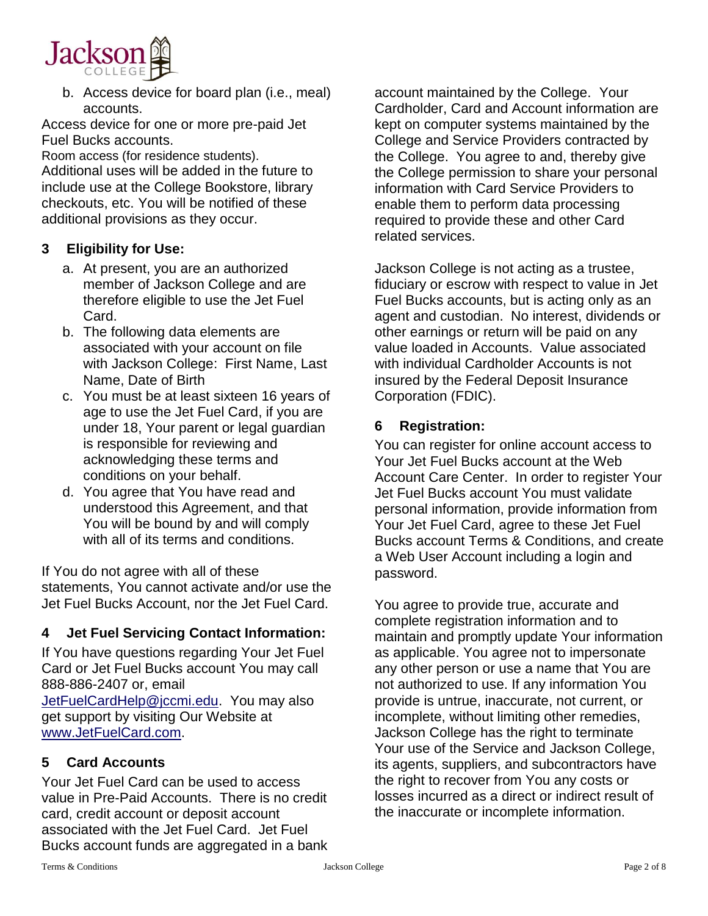b. Access device for board plan (i.e., meal) accounts.

Access device for one or more pre-paid Jet Fuel Bucks accounts.

Room access (for residence students).

Additional uses will be added in the future to include use at the College Bookstore, library checkouts, etc. You will be notified of these additional provisions as they occur.

## 3 Eligibility for Use:

a. At present, you are an authorized member of Jackson College and are therefore eligible to use the Jet Fuel Card.
b. The following data elements are associated with your account on file with Jackson College: First Name, Last Name, Date of Birth
c. You must be at least sixteen 16 years of age to use the Jet Fuel Card, if you are under 18, Your parent or legal guardian is responsible for reviewing and acknowledging these terms and conditions on your behalf.
d. You agree that You have read and understood this Agreement, and that You will be bound by and will comply with all of its terms and conditions.

If You do not agree with all of these statements, You cannot activate and/or use the Jet Fuel Bucks Account, nor the Jet Fuel Card.

## 4 Jet Fuel Servicing Contact Information:

If You have questions regarding Your Jet Fuel Card or Jet Fuel Bucks account You may call 888-886-2407 or, email JetFuelCardHelp@jccmi.edu. You may also get support by visiting Our Website at www.JetFuelCard.com.

## 5 Card Accounts

Your Jet Fuel Card can be used to access value in Pre-Paid Accounts. There is no credit card, credit account or deposit account associated with the Jet Fuel Card. Jet Fuel Bucks account funds are aggregated in a bank account maintained by the College. Your Cardholder, Card and Account information are kept on computer systems maintained by the College and Service Providers contracted by the College. You agree to and, thereby give the College permission to share your personal information with Card Service Providers to enable them to perform data processing required to provide these and other Card related services.

Jackson College is not acting as a trustee, fiduciary or escrow with respect to value in Jet Fuel Bucks accounts, but is acting only as an agent and custodian. No interest, dividends or other earnings or return will be paid on any value loaded in Accounts. Value associated with individual Cardholder Accounts is not insured by the Federal Deposit Insurance Corporation (FDIC).

## 6 Registration:

You can register for online account access to Your Jet Fuel Bucks account at the Web Account Care Center. In order to register Your Jet Fuel Bucks account You must validate personal information, provide information from Your Jet Fuel Card, agree to these Jet Fuel Bucks account Terms & Conditions, and create a Web User Account including a login and password.

You agree to provide true, accurate and complete registration information and to maintain and promptly update Your information as applicable. You agree not to impersonate any other person or use a name that You are not authorized to use. If any information You provide is untrue, inaccurate, not current, or incomplete, without limiting other remedies, Jackson College has the right to terminate Your use of the Service and Jackson College, its agents, suppliers, and subcontractors have the right to recover from You any costs or losses incurred as a direct or indirect result of the inaccurate or incomplete information.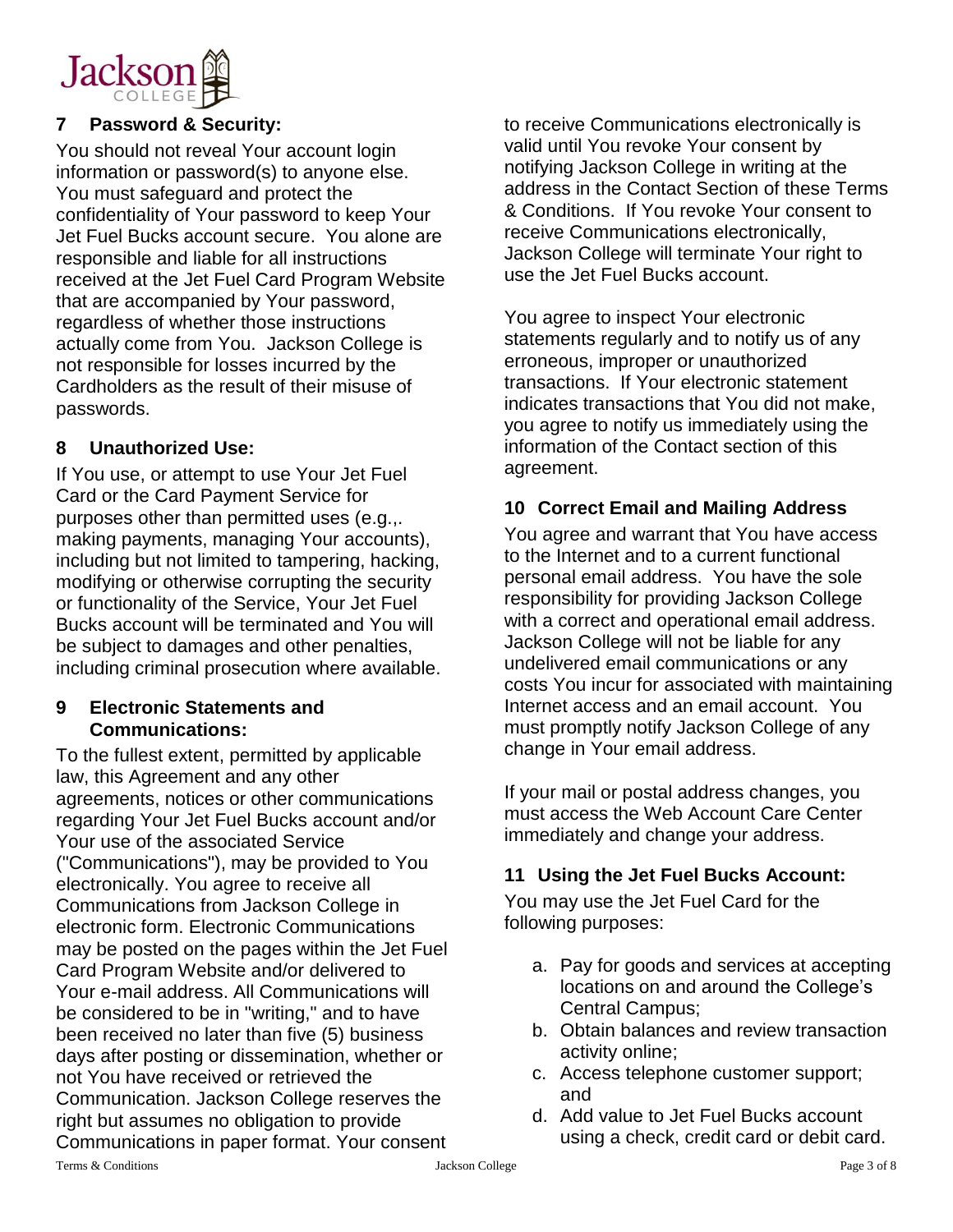## 7 Password & Security:

You should not reveal Your account login information or password(s) to anyone else. You must safeguard and protect the confidentiality of Your password to keep Your Jet Fuel Bucks account secure. You alone are responsible and liable for all instructions received at the Jet Fuel Card Program Website that are accompanied by Your password, regardless of whether those instructions actually come from You. Jackson College is not responsible for losses incurred by the Cardholders as the result of their misuse of passwords.

## 8 Unauthorized Use:

If You use, or attempt to use Your Jet Fuel Card or the Card Payment Service for purposes other than permitted uses (e.g.,. making payments, managing Your accounts), including but not limited to tampering, hacking, modifying or otherwise corrupting the security or functionality of the Service, Your Jet Fuel Bucks account will be terminated and You will be subject to damages and other penalties, including criminal prosecution where available.

## 9 Electronic Statements and Communications:

To the fullest extent, permitted by applicable law, this Agreement and any other agreements, notices or other communications regarding Your Jet Fuel Bucks account and/or Your use of the associated Service ("Communications"), may be provided to You electronically. You agree to receive all Communications from Jackson College in electronic form. Electronic Communications may be posted on the pages within the Jet Fuel Card Program Website and/or delivered to Your e-mail address. All Communications will be considered to be in "writing," and to have been received no later than five (5) business days after posting or dissemination, whether or not You have received or retrieved the Communication. Jackson College reserves the right but assumes no obligation to provide Communications in paper format. Your consent to receive Communications electronically is valid until You revoke Your consent by notifying Jackson College in writing at the address in the Contact Section of these Terms & Conditions. If You revoke Your consent to receive Communications electronically, Jackson College will terminate Your right to use the Jet Fuel Bucks account.

You agree to inspect Your electronic statements regularly and to notify us of any erroneous, improper or unauthorized transactions. If Your electronic statement indicates transactions that You did not make, you agree to notify us immediately using the information of the Contact section of this agreement.

## 10 Correct Email and Mailing Address

You agree and warrant that You have access to the Internet and to a current functional personal email address. You have the sole responsibility for providing Jackson College with a correct and operational email address. Jackson College will not be liable for any undelivered email communications or any costs You incur for associated with maintaining Internet access and an email account. You must promptly notify Jackson College of any change in Your email address.

If your mail or postal address changes, you must access the Web Account Care Center immediately and change your address.

## 11 Using the Jet Fuel Bucks Account:

You may use the Jet Fuel Card for the following purposes:

a. Pay for goods and services at accepting locations on and around the College's Central Campus;
b. Obtain balances and review transaction activity online;
c. Access telephone customer support; and
d. Add value to Jet Fuel Bucks account using a check, credit card or debit card.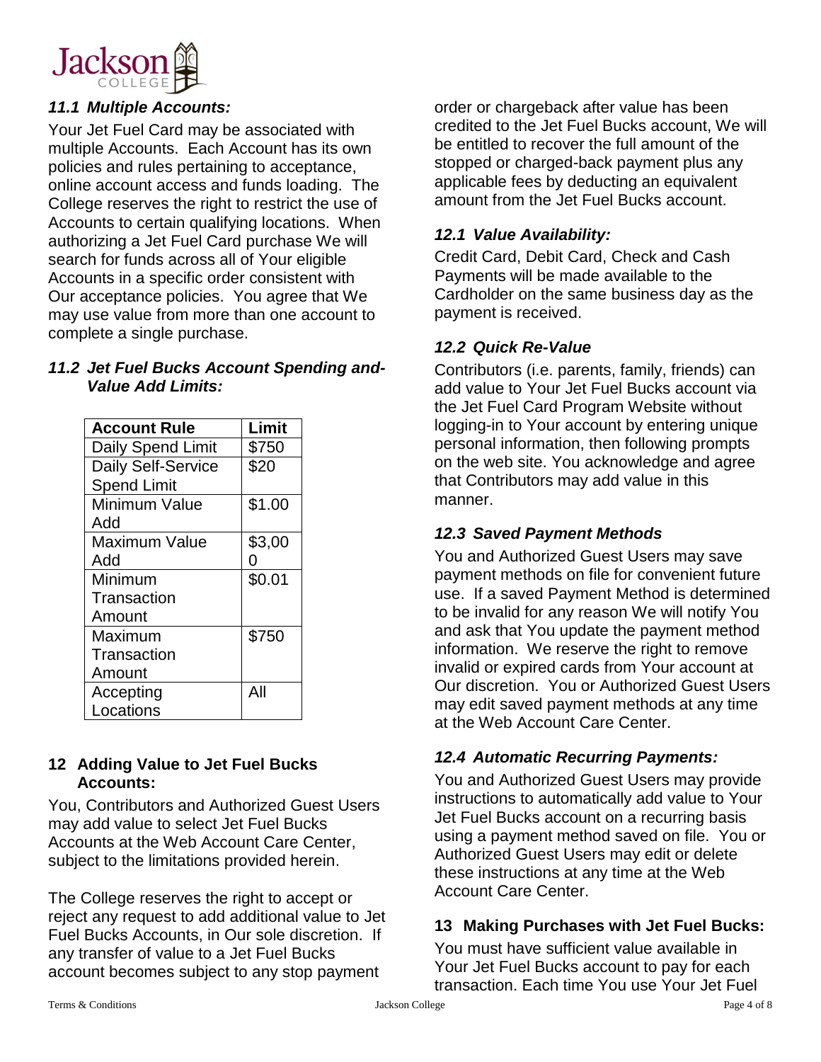### *11.1 Multiple Accounts:*

Your Jet Fuel Card may be associated with multiple Accounts. Each Account has its own policies and rules pertaining to acceptance, online account access and funds loading. The College reserves the right to restrict the use of Accounts to certain qualifying locations. When authorizing a Jet Fuel Card purchase We will search for funds across all of Your eligible Accounts in a specific order consistent with Our acceptance policies. You agree that We may use value from more than one account to complete a single purchase.

### *11.2 Jet Fuel Bucks Account Spending and-Value Add Limits:*

| Account Rule | Limit |
|---|---|
| Daily Spend Limit | $750 |
| Daily Self-Service Spend Limit | $20 |
| Minimum Value Add | $1.00 |
| Maximum Value Add | $3,000 |
| Minimum Transaction Amount | $0.01 |
| Maximum Transaction Amount | $750 |
| Accepting Locations | All |

## 12 Adding Value to Jet Fuel Bucks Accounts:

You, Contributors and Authorized Guest Users may add value to select Jet Fuel Bucks Accounts at the Web Account Care Center, subject to the limitations provided herein.

The College reserves the right to accept or reject any request to add additional value to Jet Fuel Bucks Accounts, in Our sole discretion. If any transfer of value to a Jet Fuel Bucks account becomes subject to any stop payment order or chargeback after value has been credited to the Jet Fuel Bucks account, We will be entitled to recover the full amount of the stopped or charged-back payment plus any applicable fees by deducting an equivalent amount from the Jet Fuel Bucks account.

### *12.1 Value Availability:*

Credit Card, Debit Card, Check and Cash Payments will be made available to the Cardholder on the same business day as the payment is received.

### *12.2 Quick Re-Value*

Contributors (i.e. parents, family, friends) can add value to Your Jet Fuel Bucks account via the Jet Fuel Card Program Website without logging-in to Your account by entering unique personal information, then following prompts on the web site. You acknowledge and agree that Contributors may add value in this manner.

### *12.3 Saved Payment Methods*

You and Authorized Guest Users may save payment methods on file for convenient future use. If a saved Payment Method is determined to be invalid for any reason We will notify You and ask that You update the payment method information. We reserve the right to remove invalid or expired cards from Your account at Our discretion. You or Authorized Guest Users may edit saved payment methods at any time at the Web Account Care Center.

### *12.4 Automatic Recurring Payments:*

You and Authorized Guest Users may provide instructions to automatically add value to Your Jet Fuel Bucks account on a recurring basis using a payment method saved on file. You or Authorized Guest Users may edit or delete these instructions at any time at the Web Account Care Center.

## 13 Making Purchases with Jet Fuel Bucks:

You must have sufficient value available in Your Jet Fuel Bucks account to pay for each transaction. Each time You use Your Jet Fuel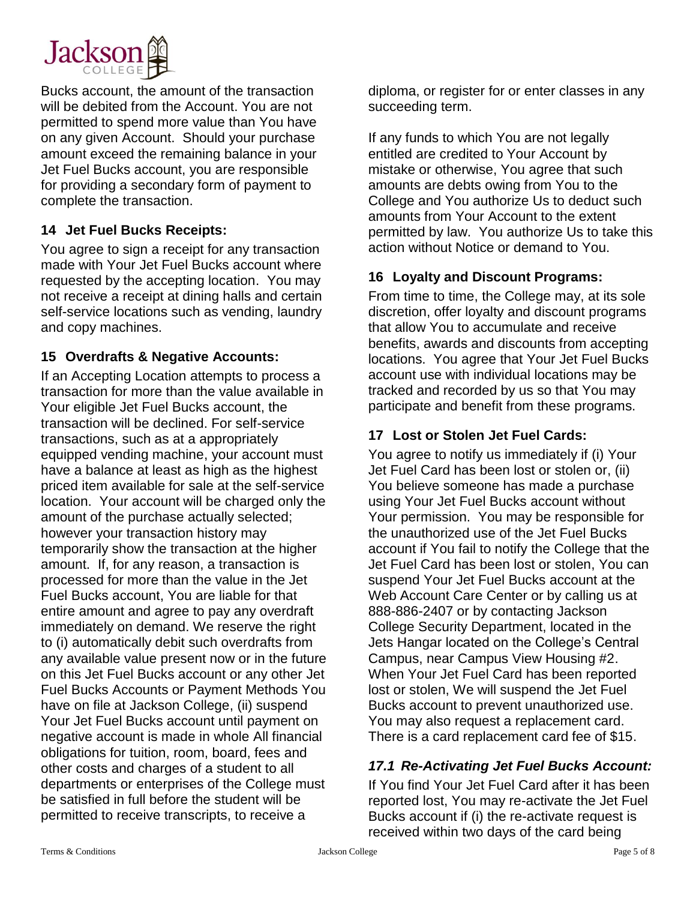Bucks account, the amount of the transaction will be debited from the Account. You are not permitted to spend more value than You have on any given Account. Should your purchase amount exceed the remaining balance in your Jet Fuel Bucks account, you are responsible for providing a secondary form of payment to complete the transaction.

## 14 Jet Fuel Bucks Receipts:

You agree to sign a receipt for any transaction made with Your Jet Fuel Bucks account where requested by the accepting location. You may not receive a receipt at dining halls and certain self-service locations such as vending, laundry and copy machines.

## 15 Overdrafts & Negative Accounts:

If an Accepting Location attempts to process a transaction for more than the value available in Your eligible Jet Fuel Bucks account, the transaction will be declined. For self-service transactions, such as at a appropriately equipped vending machine, your account must have a balance at least as high as the highest priced item available for sale at the self-service location. Your account will be charged only the amount of the purchase actually selected; however your transaction history may temporarily show the transaction at the higher amount. If, for any reason, a transaction is processed for more than the value in the Jet Fuel Bucks account, You are liable for that entire amount and agree to pay any overdraft immediately on demand. We reserve the right to (i) automatically debit such overdrafts from any available value present now or in the future on this Jet Fuel Bucks account or any other Jet Fuel Bucks Accounts or Payment Methods You have on file at Jackson College, (ii) suspend Your Jet Fuel Bucks account until payment on negative account is made in whole All financial obligations for tuition, room, board, fees and other costs and charges of a student to all departments or enterprises of the College must be satisfied in full before the student will be permitted to receive transcripts, to receive a diploma, or register for or enter classes in any succeeding term.

If any funds to which You are not legally entitled are credited to Your Account by mistake or otherwise, You agree that such amounts are debts owing from You to the College and You authorize Us to deduct such amounts from Your Account to the extent permitted by law. You authorize Us to take this action without Notice or demand to You.

## 16 Loyalty and Discount Programs:

From time to time, the College may, at its sole discretion, offer loyalty and discount programs that allow You to accumulate and receive benefits, awards and discounts from accepting locations. You agree that Your Jet Fuel Bucks account use with individual locations may be tracked and recorded by us so that You may participate and benefit from these programs.

## 17 Lost or Stolen Jet Fuel Cards:

You agree to notify us immediately if (i) Your Jet Fuel Card has been lost or stolen or, (ii) You believe someone has made a purchase using Your Jet Fuel Bucks account without Your permission. You may be responsible for the unauthorized use of the Jet Fuel Bucks account if You fail to notify the College that the Jet Fuel Card has been lost or stolen, You can suspend Your Jet Fuel Bucks account at the Web Account Care Center or by calling us at 888-886-2407 or by contacting Jackson College Security Department, located in the Jets Hangar located on the College's Central Campus, near Campus View Housing #2. When Your Jet Fuel Card has been reported lost or stolen, We will suspend the Jet Fuel Bucks account to prevent unauthorized use. You may also request a replacement card. There is a card replacement card fee of $15.

### *17.1 Re-Activating Jet Fuel Bucks Account:*

If You find Your Jet Fuel Card after it has been reported lost, You may re-activate the Jet Fuel Bucks account if (i) the re-activate request is received within two days of the card being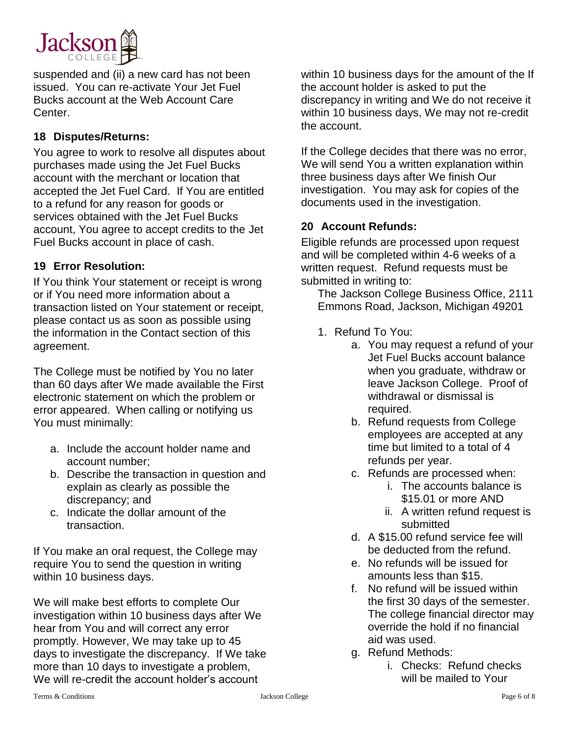suspended and (ii) a new card has not been issued. You can re-activate Your Jet Fuel Bucks account at the Web Account Care Center.

## 18 Disputes/Returns:

You agree to work to resolve all disputes about purchases made using the Jet Fuel Bucks account with the merchant or location that accepted the Jet Fuel Card. If You are entitled to a refund for any reason for goods or services obtained with the Jet Fuel Bucks account, You agree to accept credits to the Jet Fuel Bucks account in place of cash.

## 19 Error Resolution:

If You think Your statement or receipt is wrong or if You need more information about a transaction listed on Your statement or receipt, please contact us as soon as possible using the information in the Contact section of this agreement.

The College must be notified by You no later than 60 days after We made available the First electronic statement on which the problem or error appeared. When calling or notifying us You must minimally:

a. Include the account holder name and account number;
b. Describe the transaction in question and explain as clearly as possible the discrepancy; and
c. Indicate the dollar amount of the transaction.

If You make an oral request, the College may require You to send the question in writing within 10 business days.

We will make best efforts to complete Our investigation within 10 business days after We hear from You and will correct any error promptly. However, We may take up to 45 days to investigate the discrepancy. If We take more than 10 days to investigate a problem, We will re-credit the account holder's account within 10 business days for the amount of the If the account holder is asked to put the discrepancy in writing and We do not receive it within 10 business days, We may not re-credit the account.

If the College decides that there was no error, We will send You a written explanation within three business days after We finish Our investigation. You may ask for copies of the documents used in the investigation.

## 20 Account Refunds:

Eligible refunds are processed upon request and will be completed within 4-6 weeks of a written request. Refund requests must be submitted in writing to:

The Jackson College Business Office, 2111 Emmons Road, Jackson, Michigan 49201

1. Refund To You:
   a. You may request a refund of your Jet Fuel Bucks account balance when you graduate, withdraw or leave Jackson College. Proof of withdrawal or dismissal is required.
   b. Refund requests from College employees are accepted at any time but limited to a total of 4 refunds per year.
   c. Refunds are processed when:
      i. The accounts balance is $15.01 or more AND
      ii. A written refund request is submitted
   d. A $15.00 refund service fee will be deducted from the refund.
   e. No refunds will be issued for amounts less than $15.
   f. No refund will be issued within the first 30 days of the semester. The college financial director may override the hold if no financial aid was used.
   g. Refund Methods:
      i. Checks: Refund checks will be mailed to Your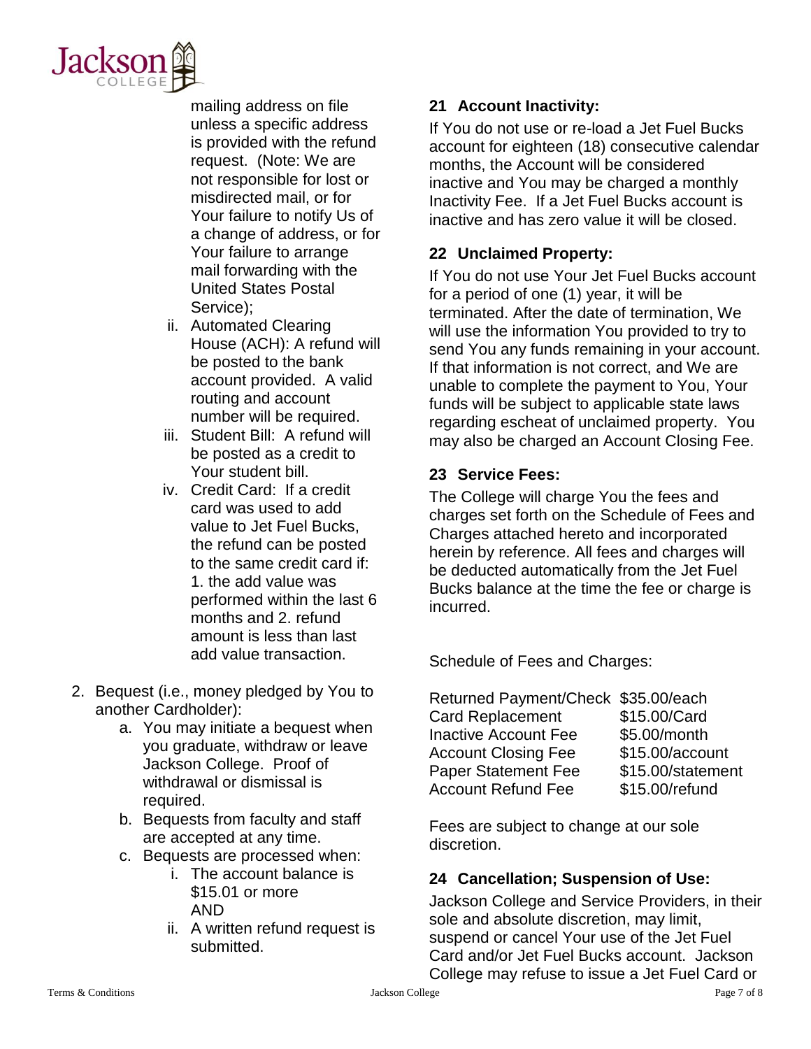mailing address on file unless a specific address is provided with the refund request. (Note: We are not responsible for lost or misdirected mail, or for Your failure to notify Us of a change of address, or for Your failure to arrange mail forwarding with the United States Postal Service);

      ii. Automated Clearing House (ACH): A refund will be posted to the bank account provided. A valid routing and account number will be required.
      iii. Student Bill: A refund will be posted as a credit to Your student bill.
      iv. Credit Card: If a credit card was used to add value to Jet Fuel Bucks, the refund can be posted to the same credit card if: 1. the add value was performed within the last 6 months and 2. refund amount is less than last add value transaction.

2. Bequest (i.e., money pledged by You to another Cardholder):
   a. You may initiate a bequest when you graduate, withdraw or leave Jackson College. Proof of withdrawal or dismissal is required.
   b. Bequests from faculty and staff are accepted at any time.
   c. Bequests are processed when:
      i. The account balance is $15.01 or more AND
      ii. A written refund request is submitted.

## 21 Account Inactivity:

If You do not use or re-load a Jet Fuel Bucks account for eighteen (18) consecutive calendar months, the Account will be considered inactive and You may be charged a monthly Inactivity Fee. If a Jet Fuel Bucks account is inactive and has zero value it will be closed.

## 22 Unclaimed Property:

If You do not use Your Jet Fuel Bucks account for a period of one (1) year, it will be terminated. After the date of termination, We will use the information You provided to try to send You any funds remaining in your account. If that information is not correct, and We are unable to complete the payment to You, Your funds will be subject to applicable state laws regarding escheat of unclaimed property. You may also be charged an Account Closing Fee.

## 23 Service Fees:

The College will charge You the fees and charges set forth on the Schedule of Fees and Charges attached hereto and incorporated herein by reference. All fees and charges will be deducted automatically from the Jet Fuel Bucks balance at the time the fee or charge is incurred.

Schedule of Fees and Charges:

| | |
|---|---|
| Returned Payment/Check | $35.00/each |
| Card Replacement | $15.00/Card |
| Inactive Account Fee | $5.00/month |
| Account Closing Fee | $15.00/account |
| Paper Statement Fee | $15.00/statement |
| Account Refund Fee | $15.00/refund |

Fees are subject to change at our sole discretion.

## 24 Cancellation; Suspension of Use:

Jackson College and Service Providers, in their sole and absolute discretion, may limit, suspend or cancel Your use of the Jet Fuel Card and/or Jet Fuel Bucks account. Jackson College may refuse to issue a Jet Fuel Card or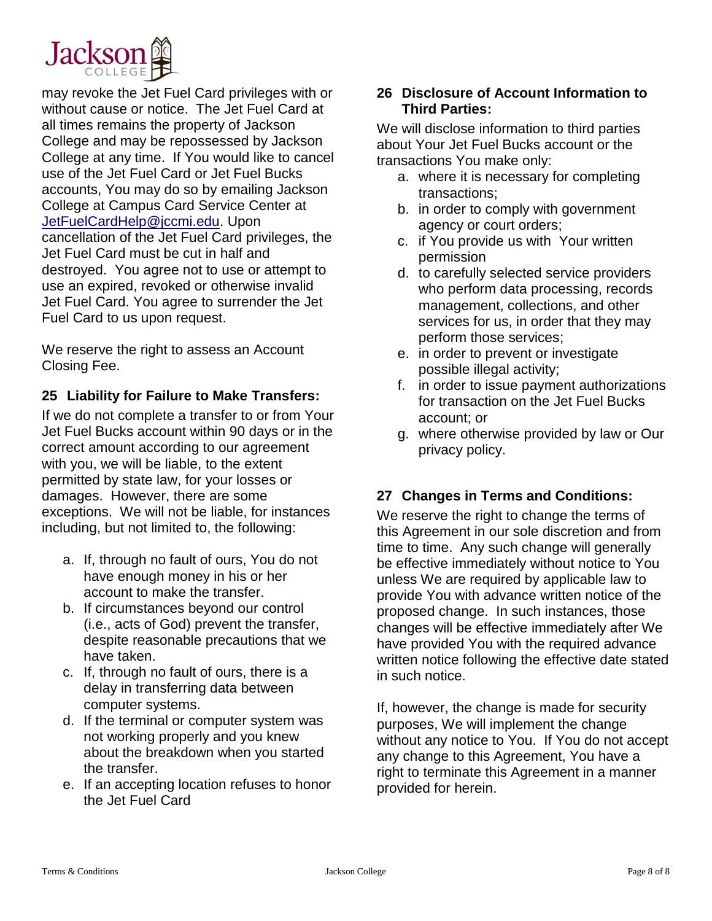may revoke the Jet Fuel Card privileges with or without cause or notice. The Jet Fuel Card at all times remains the property of Jackson College and may be repossessed by Jackson College at any time. If You would like to cancel use of the Jet Fuel Card or Jet Fuel Bucks accounts, You may do so by emailing Jackson College at Campus Card Service Center at JetFuelCardHelp@jccmi.edu. Upon cancellation of the Jet Fuel Card privileges, the Jet Fuel Card must be cut in half and destroyed. You agree not to use or attempt to use an expired, revoked or otherwise invalid Jet Fuel Card. You agree to surrender the Jet Fuel Card to us upon request.

We reserve the right to assess an Account Closing Fee.

## 25 Liability for Failure to Make Transfers:

If we do not complete a transfer to or from Your Jet Fuel Bucks account within 90 days or in the correct amount according to our agreement with you, we will be liable, to the extent permitted by state law, for your losses or damages. However, there are some exceptions. We will not be liable, for instances including, but not limited to, the following:

a. If, through no fault of ours, You do not have enough money in his or her account to make the transfer.
b. If circumstances beyond our control (i.e., acts of God) prevent the transfer, despite reasonable precautions that we have taken.
c. If, through no fault of ours, there is a delay in transferring data between computer systems.
d. If the terminal or computer system was not working properly and you knew about the breakdown when you started the transfer.
e. If an accepting location refuses to honor the Jet Fuel Card

## 26 Disclosure of Account Information to Third Parties:

We will disclose information to third parties about Your Jet Fuel Bucks account or the transactions You make only:

a. where it is necessary for completing transactions;
b. in order to comply with government agency or court orders;
c. if You provide us with Your written permission
d. to carefully selected service providers who perform data processing, records management, collections, and other services for us, in order that they may perform those services;
e. in order to prevent or investigate possible illegal activity;
f. in order to issue payment authorizations for transaction on the Jet Fuel Bucks account; or
g. where otherwise provided by law or Our privacy policy.

## 27 Changes in Terms and Conditions:

We reserve the right to change the terms of this Agreement in our sole discretion and from time to time. Any such change will generally be effective immediately without notice to You unless We are required by applicable law to provide You with advance written notice of the proposed change. In such instances, those changes will be effective immediately after We have provided You with the required advance written notice following the effective date stated in such notice.

If, however, the change is made for security purposes, We will implement the change without any notice to You. If You do not accept any change to this Agreement, You have a right to terminate this Agreement in a manner provided for herein.